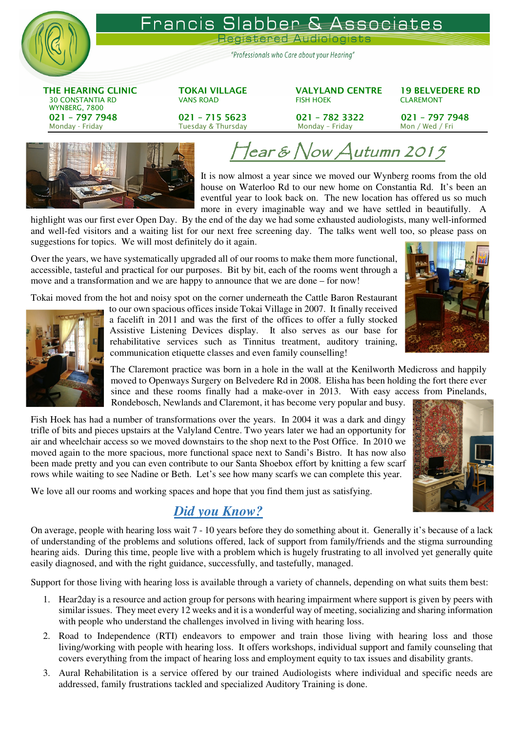# Francis Slabber & Associates

## Registered Audiologists

*"Professionals who Care about your Hearing"*

| THE HEARING CLINIC | TOKAI VILLAGE | VALYLAND CENTRE | 19 BELVEDERE RD |
|---|---|---|---|
| 30 CONSTANTIA RD WYNBERG, 7800 | VANS ROAD | FISH HOEK | CLAREMONT |
| 021 – 797 7948 | 021 – 715 5623 | 021 – 782 3322 | 021 – 797 7948 |
| Monday - Friday | Tuesday & Thursday | Monday – Friday | Mon / Wed / Fri |

# Hear & Now Autumn 2015

It is now almost a year since we moved our Wynberg rooms from the old house on Waterloo Rd to our new home on Constantia Rd. It's been an eventful year to look back on. The new location has offered us so much more in every imaginable way and we have settled in beautifully. A highlight was our first ever Open Day. By the end of the day we had some exhausted audiologists, many well-informed and well-fed visitors and a waiting list for our next free screening day. The talks went well too, so please pass on suggestions for topics. We will most definitely do it again.

Over the years, we have systematically upgraded all of our rooms to make them more functional, accessible, tasteful and practical for our purposes. Bit by bit, each of the rooms went through a move and a transformation and we are happy to announce that we are done – for now!

Tokai moved from the hot and noisy spot on the corner underneath the Cattle Baron Restaurant to our own spacious offices inside Tokai Village in 2007. It finally received a facelift in 2011 and was the first of the offices to offer a fully stocked Assistive Listening Devices display. It also serves as our base for rehabilitative services such as Tinnitus treatment, auditory training, communication etiquette classes and even family counselling!

The Claremont practice was born in a hole in the wall at the Kenilworth Medicross and happily moved to Openways Surgery on Belvedere Rd in 2008. Elisha has been holding the fort there ever since and these rooms finally had a make-over in 2013. With easy access from Pinelands, Rondebosch, Newlands and Claremont, it has become very popular and busy.

Fish Hoek has had a number of transformations over the years. In 2004 it was a dark and dingy trifle of bits and pieces upstairs at the Valyland Centre. Two years later we had an opportunity for air and wheelchair access so we moved downstairs to the shop next to the Post Office. In 2010 we moved again to the more spacious, more functional space next to Sandi's Bistro. It has now also been made pretty and you can even contribute to our Santa Shoebox effort by knitting a few scarf rows while waiting to see Nadine or Beth. Let's see how many scarfs we can complete this year.

We love all our rooms and working spaces and hope that you find them just as satisfying.

## *Did you Know?*

On average, people with hearing loss wait 7 - 10 years before they do something about it. Generally it's because of a lack of understanding of the problems and solutions offered, lack of support from family/friends and the stigma surrounding hearing aids. During this time, people live with a problem which is hugely frustrating to all involved yet generally quite easily diagnosed, and with the right guidance, successfully, and tastefully, managed.

Support for those living with hearing loss is available through a variety of channels, depending on what suits them best:

1. Hear2day is a resource and action group for persons with hearing impairment where support is given by peers with similar issues. They meet every 12 weeks and it is a wonderful way of meeting, socializing and sharing information with people who understand the challenges involved in living with hearing loss.
2. Road to Independence (RTI) endeavors to empower and train those living with hearing loss and those living/working with people with hearing loss. It offers workshops, individual support and family counseling that covers everything from the impact of hearing loss and employment equity to tax issues and disability grants.
3. Aural Rehabilitation is a service offered by our trained Audiologists where individual and specific needs are addressed, family frustrations tackled and specialized Auditory Training is done.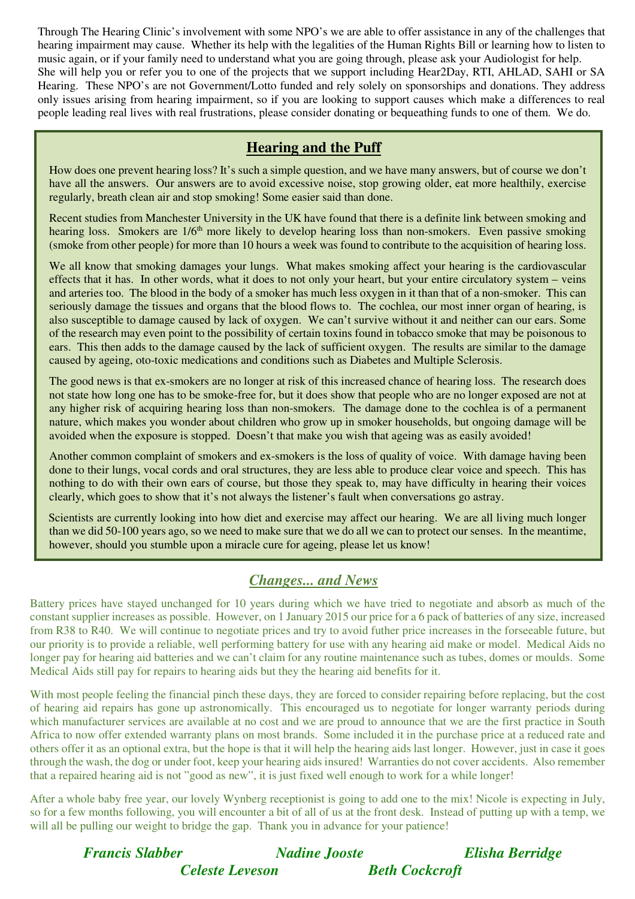Through The Hearing Clinic's involvement with some NPO's we are able to offer assistance in any of the challenges that hearing impairment may cause. Whether its help with the legalities of the Human Rights Bill or learning how to listen to music again, or if your family need to understand what you are going through, please ask your Audiologist for help. She will help you or refer you to one of the projects that we support including Hear2Day, RTI, AHLAD, SAHI or SA Hearing. These NPO's are not Government/Lotto funded and rely solely on sponsorships and donations. They address only issues arising from hearing impairment, so if you are looking to support causes which make a differences to real people leading real lives with real frustrations, please consider donating or bequeathing funds to one of them. We do.

## Hearing and the Puff

How does one prevent hearing loss? It's such a simple question, and we have many answers, but of course we don't have all the answers. Our answers are to avoid excessive noise, stop growing older, eat more healthily, exercise regularly, breath clean air and stop smoking! Some easier said than done.

Recent studies from Manchester University in the UK have found that there is a definite link between smoking and hearing loss. Smokers are 1/6th more likely to develop hearing loss than non-smokers. Even passive smoking (smoke from other people) for more than 10 hours a week was found to contribute to the acquisition of hearing loss.

We all know that smoking damages your lungs. What makes smoking affect your hearing is the cardiovascular effects that it has. In other words, what it does to not only your heart, but your entire circulatory system – veins and arteries too. The blood in the body of a smoker has much less oxygen in it than that of a non-smoker. This can seriously damage the tissues and organs that the blood flows to. The cochlea, our most inner organ of hearing, is also susceptible to damage caused by lack of oxygen. We can't survive without it and neither can our ears. Some of the research may even point to the possibility of certain toxins found in tobacco smoke that may be poisonous to ears. This then adds to the damage caused by the lack of sufficient oxygen. The results are similar to the damage caused by ageing, oto-toxic medications and conditions such as Diabetes and Multiple Sclerosis.

The good news is that ex-smokers are no longer at risk of this increased chance of hearing loss. The research does not state how long one has to be smoke-free for, but it does show that people who are no longer exposed are not at any higher risk of acquiring hearing loss than non-smokers. The damage done to the cochlea is of a permanent nature, which makes you wonder about children who grow up in smoker households, but ongoing damage will be avoided when the exposure is stopped. Doesn't that make you wish that ageing was as easily avoided!

Another common complaint of smokers and ex-smokers is the loss of quality of voice. With damage having been done to their lungs, vocal cords and oral structures, they are less able to produce clear voice and speech. This has nothing to do with their own ears of course, but those they speak to, may have difficulty in hearing their voices clearly, which goes to show that it's not always the listener's fault when conversations go astray.

Scientists are currently looking into how diet and exercise may affect our hearing. We are all living much longer than we did 50-100 years ago, so we need to make sure that we do all we can to protect our senses. In the meantime, however, should you stumble upon a miracle cure for ageing, please let us know!

## *Changes... and News*

Battery prices have stayed unchanged for 10 years during which we have tried to negotiate and absorb as much of the constant supplier increases as possible. However, on 1 January 2015 our price for a 6 pack of batteries of any size, increased from R38 to R40. We will continue to negotiate prices and try to avoid futher price increases in the forseeable future, but our priority is to provide a reliable, well performing battery for use with any hearing aid make or model. Medical Aids no longer pay for hearing aid batteries and we can't claim for any routine maintenance such as tubes, domes or moulds. Some Medical Aids still pay for repairs to hearing aids but they the hearing aid benefits for it.

With most people feeling the financial pinch these days, they are forced to consider repairing before replacing, but the cost of hearing aid repairs has gone up astronomically. This encouraged us to negotiate for longer warranty periods during which manufacturer services are available at no cost and we are proud to announce that we are the first practice in South Africa to now offer extended warranty plans on most brands. Some included it in the purchase price at a reduced rate and others offer it as an optional extra, but the hope is that it will help the hearing aids last longer. However, just in case it goes through the wash, the dog or under foot, keep your hearing aids insured! Warranties do not cover accidents. Also remember that a repaired hearing aid is not "good as new", it is just fixed well enough to work for a while longer!

After a whole baby free year, our lovely Wynberg receptionist is going to add one to the mix! Nicole is expecting in July, so for a few months following, you will encounter a bit of all of us at the front desk. Instead of putting up with a temp, we will all be pulling our weight to bridge the gap. Thank you in advance for your patience!

***Francis Slabber*** ***Nadine Jooste*** ***Elisha Berridge***
***Celeste Leveson*** ***Beth Cockcroft***